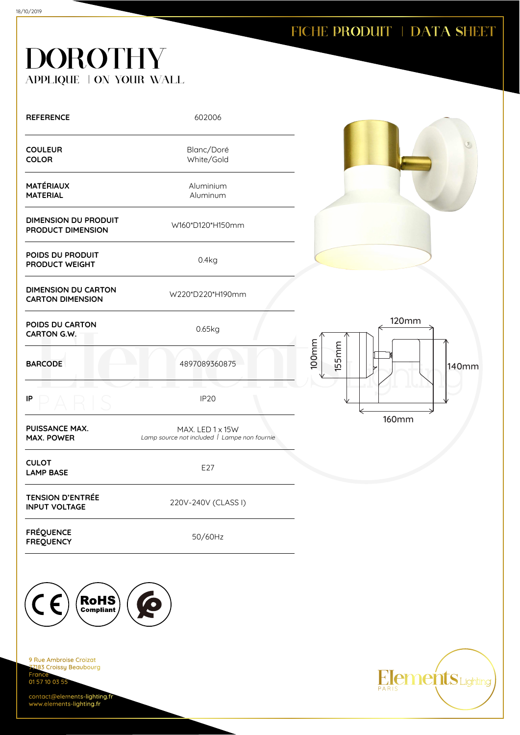FICHE PRODUIT | DATA SHEET

# DOROTHY

APPLIQUE | ON YOUR WALL

| | |
|---|---|
| **REFERENCE** | 602006 |
| **COULEUR** **COLOR** | Blanc/Doré White/Gold |
| **MATÉRIAUX** **MATERIAL** | Aluminium Aluminum |
| **DIMENSION DU PRODUIT** **PRODUCT DIMENSION** | W160*D120*H150mm |
| **POIDS DU PRODUIT** **PRODUCT WEIGHT** | 0.4kg |
| **DIMENSION DU CARTON** **CARTON DIMENSION** | W220*D220*H190mm |
| **POIDS DU CARTON** **CARTON G.W.** | 0.65kg |
| **BARCODE** | 4897089360875 |
| **IP** | IP20 |
| **PUISSANCE MAX.** **MAX. POWER** | MAX. LED 1 x 15W *Lamp source not included / Lampe non fournie* |
| **CULOT** **LAMP BASE** | E27 |
| **TENSION D'ENTRÉE** **INPUT VOLTAGE** | 220V-240V (CLASS I) |
| **FRÉQUENCE** **FREQUENCY** | 50/60Hz |

120mm 100mm 155mm 140mm 160mm

9 Rue Ambroise Croizat
77183 Croissy Beaubourg
France
01 57 10 03 55

contact@elements-lighting.fr
www.elements-lighting.fr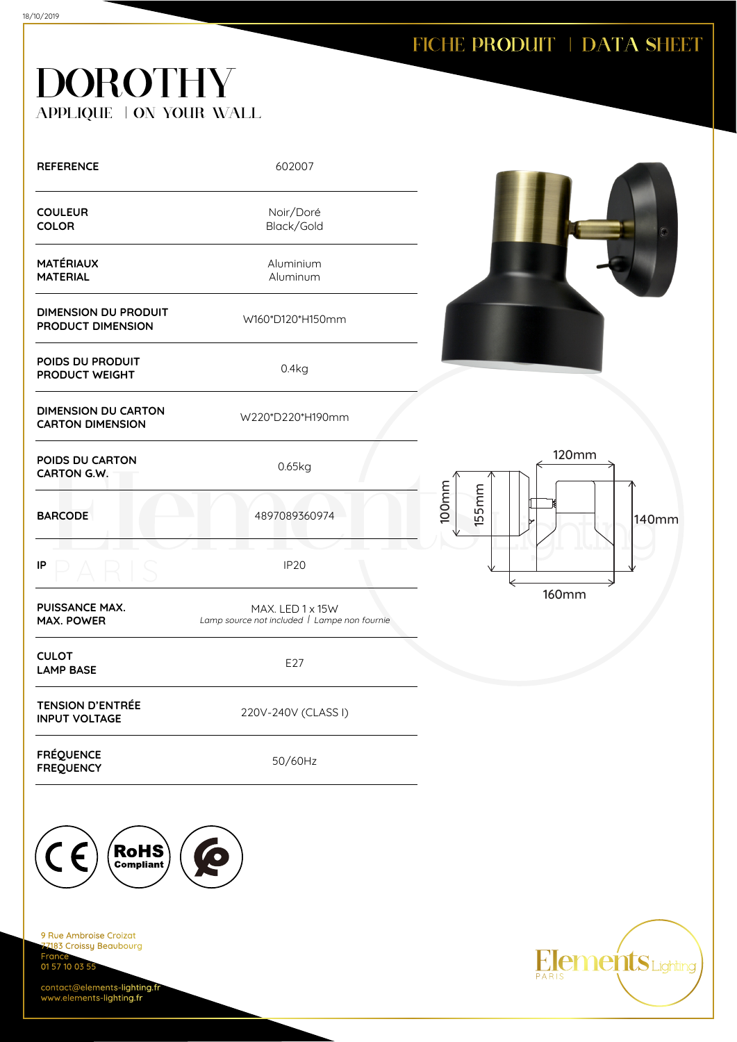18/10/2019

FICHE PRODUIT | DATA SHEET

# DOROTHY

APPLIQUE | ON YOUR WALL

| | |
|---|---|
| **REFERENCE** | 602007 |
| **COULEUR**<br>**COLOR** | Noir/Doré<br>Black/Gold |
| **MATÉRIAUX**<br>**MATERIAL** | Aluminium<br>Aluminum |
| **DIMENSION DU PRODUIT**<br>**PRODUCT DIMENSION** | W160*D120*H150mm |
| **POIDS DU PRODUIT**<br>**PRODUCT WEIGHT** | 0.4kg |
| **DIMENSION DU CARTON**<br>**CARTON DIMENSION** | W220*D220*H190mm |
| **POIDS DU CARTON**<br>**CARTON G.W.** | 0.65kg |
| **BARCODE** | 4897089360974 |
| **IP** | IP20 |
| **PUISSANCE MAX.**<br>**MAX. POWER** | MAX. LED 1 x 15W<br>*Lamp source not included / Lampe non fournie* |
| **CULOT**<br>**LAMP BASE** | E27 |
| **TENSION D'ENTRÉE**<br>**INPUT VOLTAGE** | 220V-240V (CLASS I) |
| **FRÉQUENCE**<br>**FREQUENCY** | 50/60Hz |

120mm
100mm
155mm
140mm
160mm

CE RoHS Compliant

9 Rue Ambroise Croizat
77183 Croissy Beaubourg
France
01 57 10 03 55

contact@elements-lighting.fr
www.elements-lighting.fr

Elements Lighting PARIS